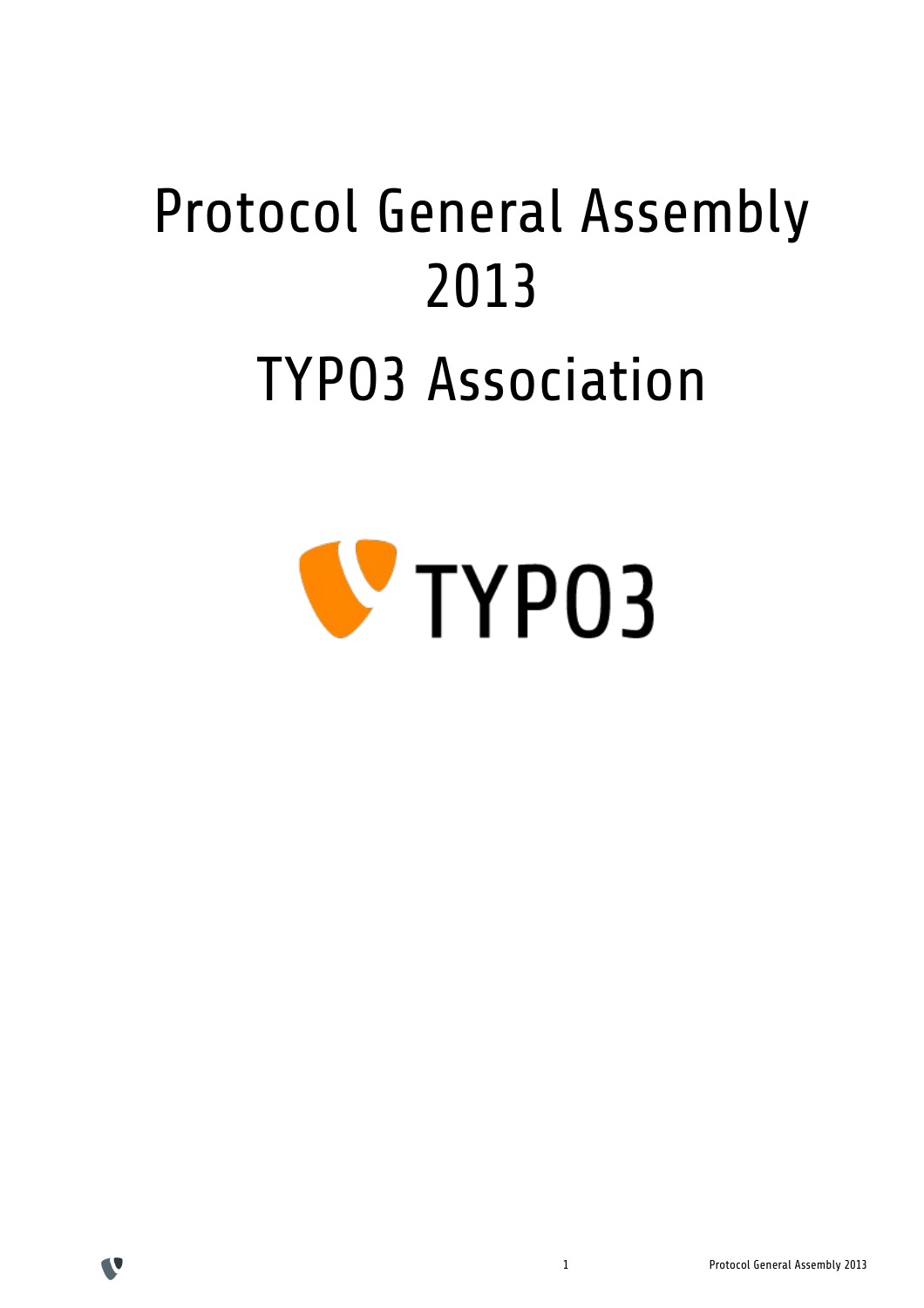# Protocol General Assembly 2013

# TYPO3 Association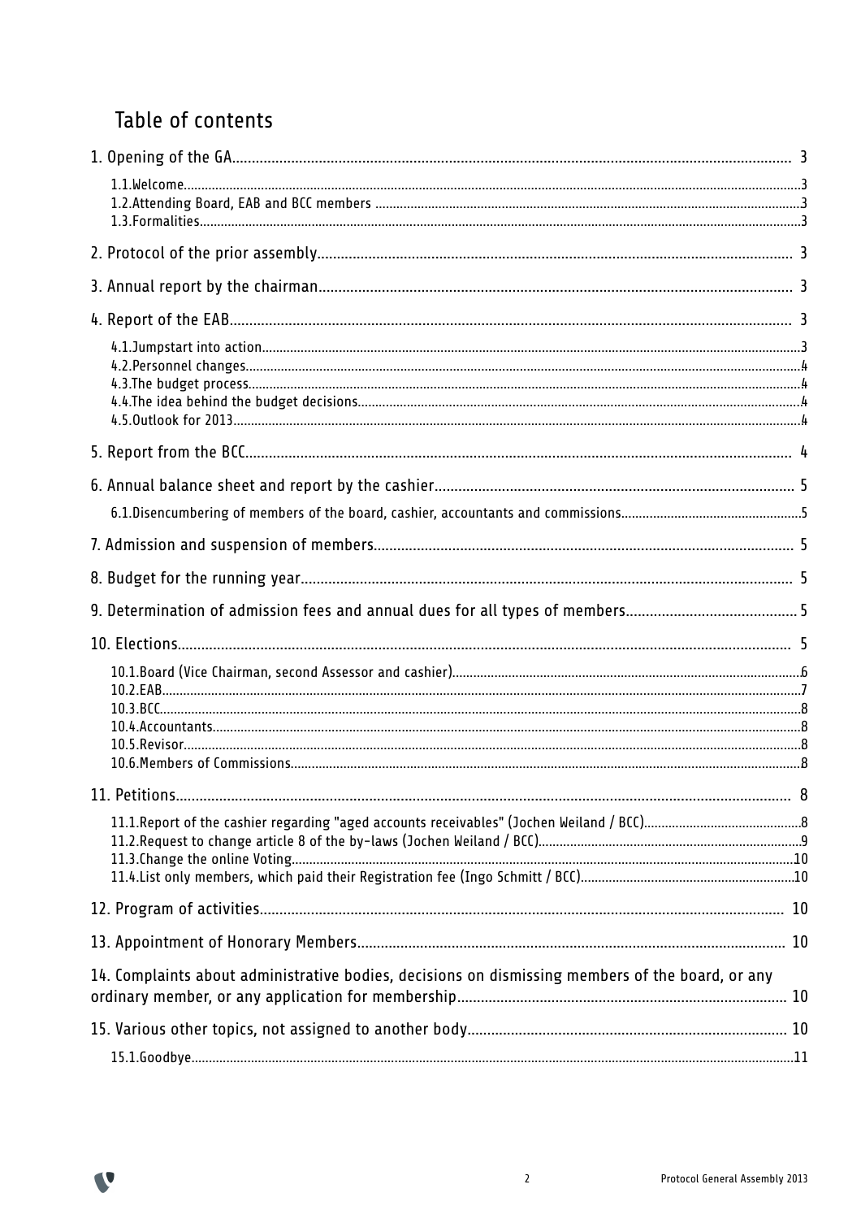# Table of contents

1. Opening of the GA .... 3
   - 1.1.Welcome .... 3
   - 1.2.Attending Board, EAB and BCC members .... 3
   - 1.3.Formalities .... 3

2. Protocol of the prior assembly .... 3

3. Annual report by the chairman .... 3

4. Report of the EAB .... 3
   - 4.1.Jumpstart into action .... 3
   - 4.2.Personnel changes .... 4
   - 4.3.The budget process .... 4
   - 4.4.The idea behind the budget decisions .... 4
   - 4.5.Outlook for 2013 .... 4

5. Report from the BCC .... 4

6. Annual balance sheet and report by the cashier .... 5
   - 6.1.Disencumbering of members of the board, cashier, accountants and commissions .... 5

7. Admission and suspension of members .... 5

8. Budget for the running year .... 5

9. Determination of admission fees and annual dues for all types of members .... 5

10. Elections .... 5
    - 10.1.Board (Vice Chairman, second Assessor and cashier) .... 6
    - 10.2.EAB .... 7
    - 10.3.BCC .... 8
    - 10.4.Accountants .... 8
    - 10.5.Revisor .... 8
    - 10.6.Members of Commissions .... 8

11. Petitions .... 8
    - 11.1.Report of the cashier regarding "aged accounts receivables" (Jochen Weiland / BCC) .... 8
    - 11.2.Request to change article 8 of the by-laws (Jochen Weiland / BCC) .... 9
    - 11.3.Change the online Voting .... 10
    - 11.4.List only members, which paid their Registration fee (Ingo Schmitt / BCC) .... 10

12. Program of activities .... 10

13. Appointment of Honorary Members .... 10

14. Complaints about administrative bodies, decisions on dismissing members of the board, or any ordinary member, or any application for membership .... 10

15. Various other topics, not assigned to another body .... 10
    - 15.1.Goodbye .... 11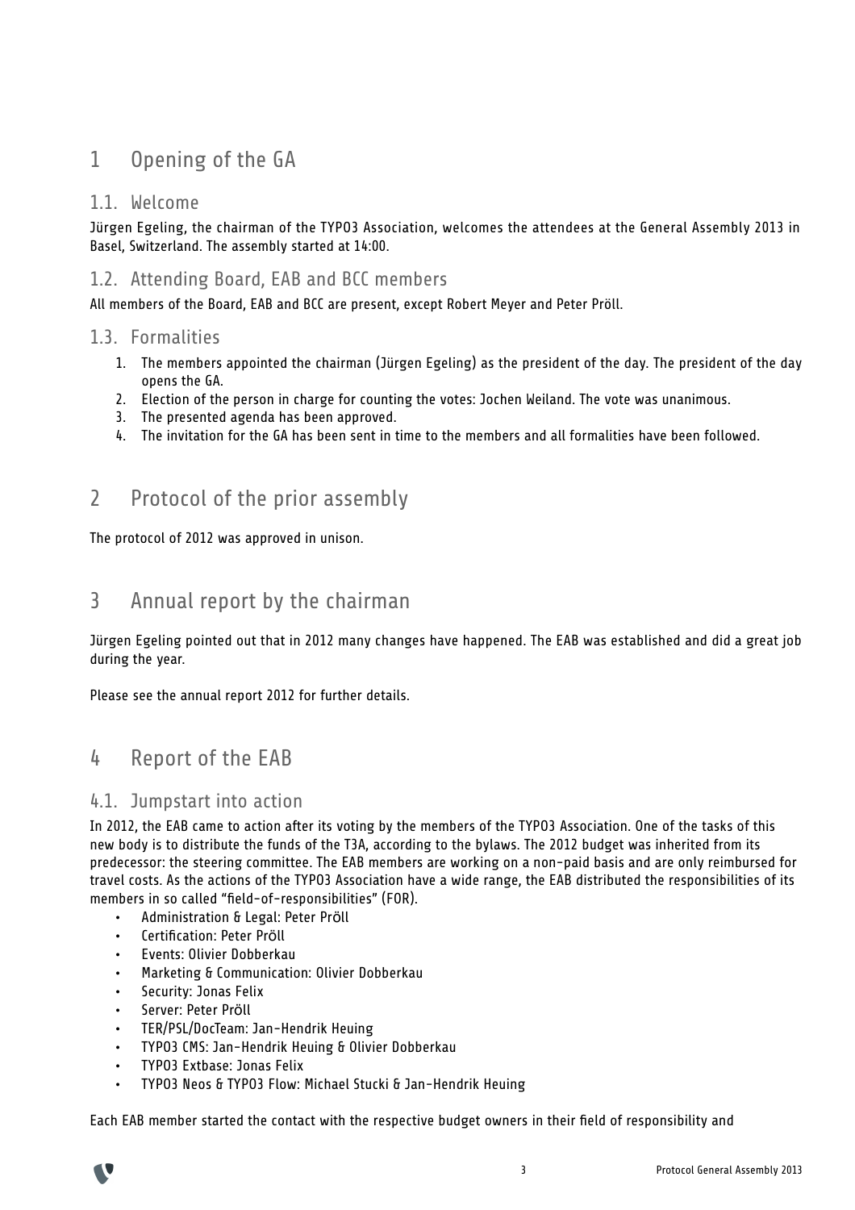# 1 Opening of the GA

## 1.1. Welcome

Jürgen Egeling, the chairman of the TYPO3 Association, welcomes the attendees at the General Assembly 2013 in Basel, Switzerland. The assembly started at 14:00.

## 1.2. Attending Board, EAB and BCC members

All members of the Board, EAB and BCC are present, except Robert Meyer and Peter Pröll.

## 1.3. Formalities

1. The members appointed the chairman (Jürgen Egeling) as the president of the day. The president of the day opens the GA.
2. Election of the person in charge for counting the votes: Jochen Weiland. The vote was unanimous.
3. The presented agenda has been approved.
4. The invitation for the GA has been sent in time to the members and all formalities have been followed.

# 2 Protocol of the prior assembly

The protocol of 2012 was approved in unison.

# 3 Annual report by the chairman

Jürgen Egeling pointed out that in 2012 many changes have happened. The EAB was established and did a great job during the year.

Please see the annual report 2012 for further details.

# 4 Report of the EAB

## 4.1. Jumpstart into action

In 2012, the EAB came to action after its voting by the members of the TYPO3 Association. One of the tasks of this new body is to distribute the funds of the T3A, according to the bylaws. The 2012 budget was inherited from its predecessor: the steering committee. The EAB members are working on a non-paid basis and are only reimbursed for travel costs. As the actions of the TYPO3 Association have a wide range, the EAB distributed the responsibilities of its members in so called "field-of-responsibilities" (FOR).

- Administration & Legal: Peter Pröll
- Certification: Peter Pröll
- Events: Olivier Dobberkau
- Marketing & Communication: Olivier Dobberkau
- Security: Jonas Felix
- Server: Peter Pröll
- TER/PSL/DocTeam: Jan-Hendrik Heuing
- TYPO3 CMS: Jan-Hendrik Heuing & Olivier Dobberkau
- TYPO3 Extbase: Jonas Felix
- TYPO3 Neos & TYPO3 Flow: Michael Stucki & Jan-Hendrik Heuing

Each EAB member started the contact with the respective budget owners in their field of responsibility and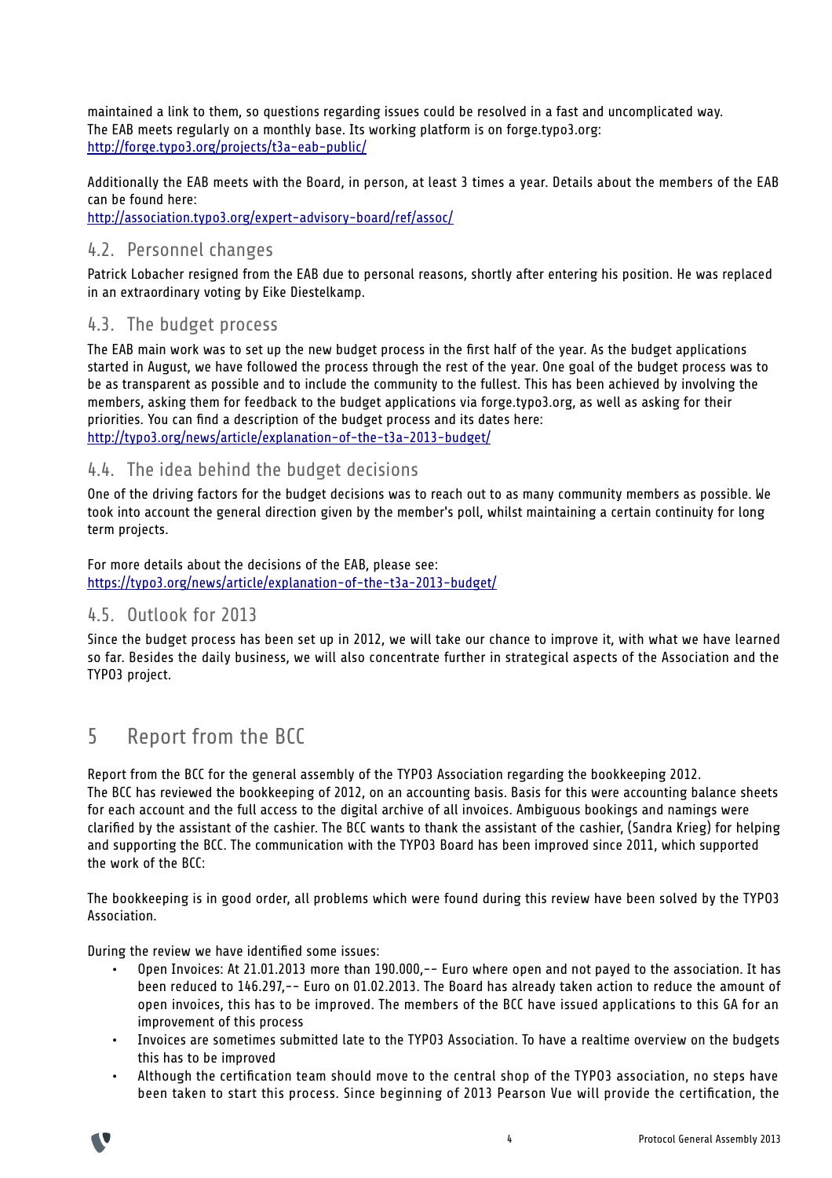maintained a link to them, so questions regarding issues could be resolved in a fast and uncomplicated way.
The EAB meets regularly on a monthly base. Its working platform is on forge.typo3.org:
http://forge.typo3.org/projects/t3a-eab-public/

Additionally the EAB meets with the Board, in person, at least 3 times a year. Details about the members of the EAB can be found here:
http://association.typo3.org/expert-advisory-board/ref/assoc/

## 4.2. Personnel changes

Patrick Lobacher resigned from the EAB due to personal reasons, shortly after entering his position. He was replaced in an extraordinary voting by Eike Diestelkamp.

## 4.3. The budget process

The EAB main work was to set up the new budget process in the first half of the year. As the budget applications started in August, we have followed the process through the rest of the year. One goal of the budget process was to be as transparent as possible and to include the community to the fullest. This has been achieved by involving the members, asking them for feedback to the budget applications via forge.typo3.org, as well as asking for their priorities. You can find a description of the budget process and its dates here:
http://typo3.org/news/article/explanation-of-the-t3a-2013-budget/

## 4.4. The idea behind the budget decisions

One of the driving factors for the budget decisions was to reach out to as many community members as possible. We took into account the general direction given by the member's poll, whilst maintaining a certain continuity for long term projects.

For more details about the decisions of the EAB, please see:
https://typo3.org/news/article/explanation-of-the-t3a-2013-budget/

## 4.5. Outlook for 2013

Since the budget process has been set up in 2012, we will take our chance to improve it, with what we have learned so far. Besides the daily business, we will also concentrate further in strategical aspects of the Association and the TYPO3 project.

# 5 Report from the BCC

Report from the BCC for the general assembly of the TYPO3 Association regarding the bookkeeping 2012.
The BCC has reviewed the bookkeeping of 2012, on an accounting basis. Basis for this were accounting balance sheets for each account and the full access to the digital archive of all invoices. Ambiguous bookings and namings were clarified by the assistant of the cashier. The BCC wants to thank the assistant of the cashier, (Sandra Krieg) for helping and supporting the BCC. The communication with the TYPO3 Board has been improved since 2011, which supported the work of the BCC:

The bookkeeping is in good order, all problems which were found during this review have been solved by the TYPO3 Association.

During the review we have identified some issues:

- Open Invoices: At 21.01.2013 more than 190.000,-- Euro where open and not payed to the association. It has been reduced to 146.297,-- Euro on 01.02.2013. The Board has already taken action to reduce the amount of open invoices, this has to be improved. The members of the BCC have issued applications to this GA for an improvement of this process
- Invoices are sometimes submitted late to the TYPO3 Association. To have a realtime overview on the budgets this has to be improved
- Although the certification team should move to the central shop of the TYPO3 association, no steps have been taken to start this process. Since beginning of 2013 Pearson Vue will provide the certification, the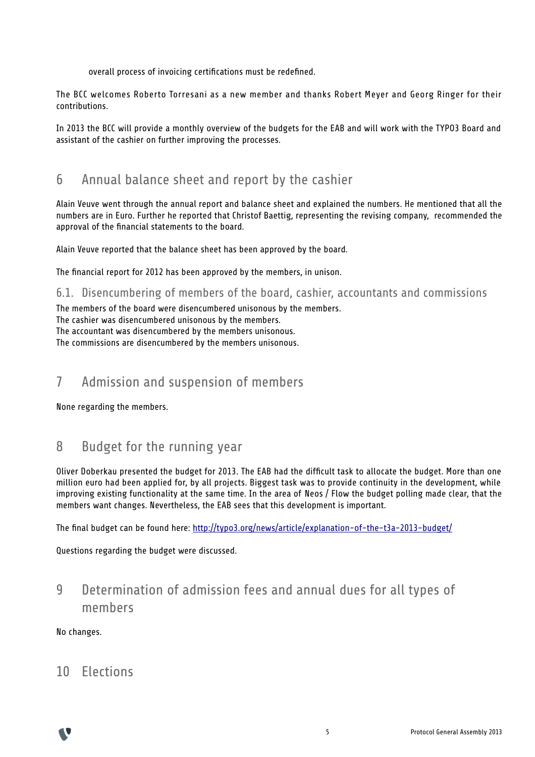overall process of invoicing certifications must be redefined.

The BCC welcomes Roberto Torresani as a new member and thanks Robert Meyer and Georg Ringer for their contributions.

In 2013 the BCC will provide a monthly overview of the budgets for the EAB and will work with the TYPO3 Board and assistant of the cashier on further improving the processes.

# 6 Annual balance sheet and report by the cashier

Alain Veuve went through the annual report and balance sheet and explained the numbers. He mentioned that all the numbers are in Euro. Further he reported that Christof Baettig, representing the revising company, recommended the approval of the financial statements to the board.

Alain Veuve reported that the balance sheet has been approved by the board.

The financial report for 2012 has been approved by the members, in unison.

## 6.1. Disencumbering of members of the board, cashier, accountants and commissions

The members of the board were disencumbered unisonous by the members.
The cashier was disencumbered unisonous by the members.
The accountant was disencumbered by the members unisonous.
The commissions are disencumbered by the members unisonous.

# 7 Admission and suspension of members

None regarding the members.

# 8 Budget for the running year

Oliver Doberkau presented the budget for 2013. The EAB had the difficult task to allocate the budget. More than one million euro had been applied for, by all projects. Biggest task was to provide continuity in the development, while improving existing functionality at the same time. In the area of Neos / Flow the budget polling made clear, that the members want changes. Nevertheless, the EAB sees that this development is important.

The final budget can be found here: http://typo3.org/news/article/explanation-of-the-t3a-2013-budget/

Questions regarding the budget were discussed.

# 9 Determination of admission fees and annual dues for all types of members

No changes.

# 10 Elections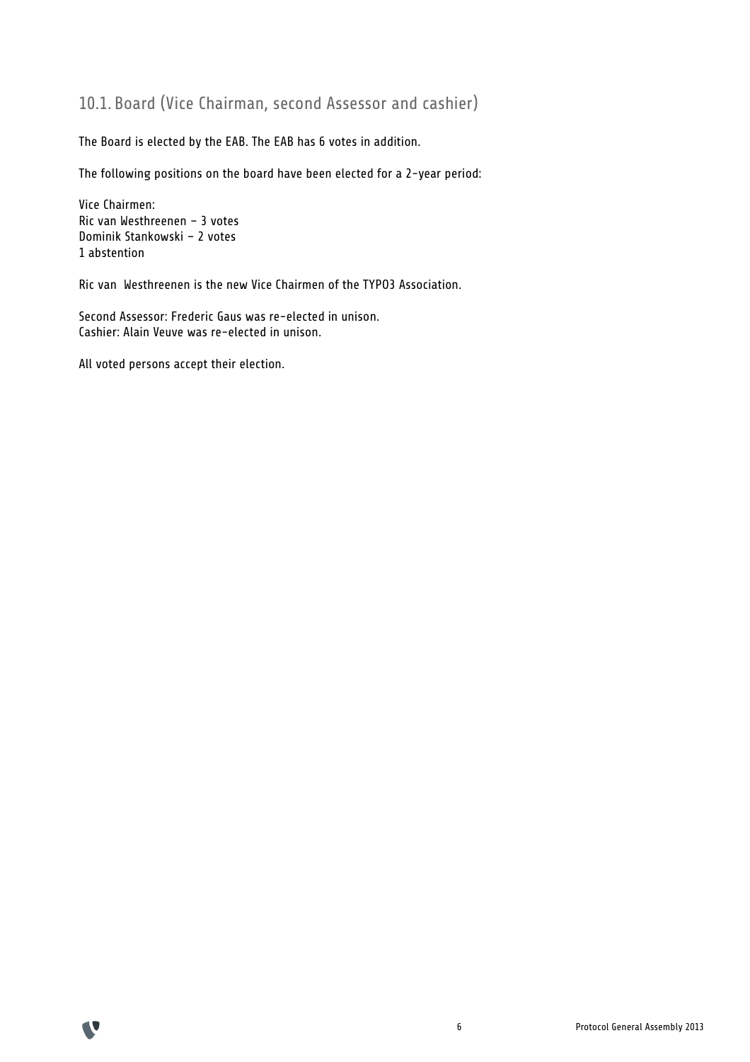## 10.1. Board (Vice Chairman, second Assessor and cashier)

The Board is elected by the EAB. The EAB has 6 votes in addition.

The following positions on the board have been elected for a 2-year period:

Vice Chairmen:
Ric van Westhreenen – 3 votes
Dominik Stankowski – 2 votes
1 abstention

Ric van Westhreenen is the new Vice Chairmen of the TYPO3 Association.

Second Assessor: Frederic Gaus was re-elected in unison.
Cashier: Alain Veuve was re-elected in unison.

All voted persons accept their election.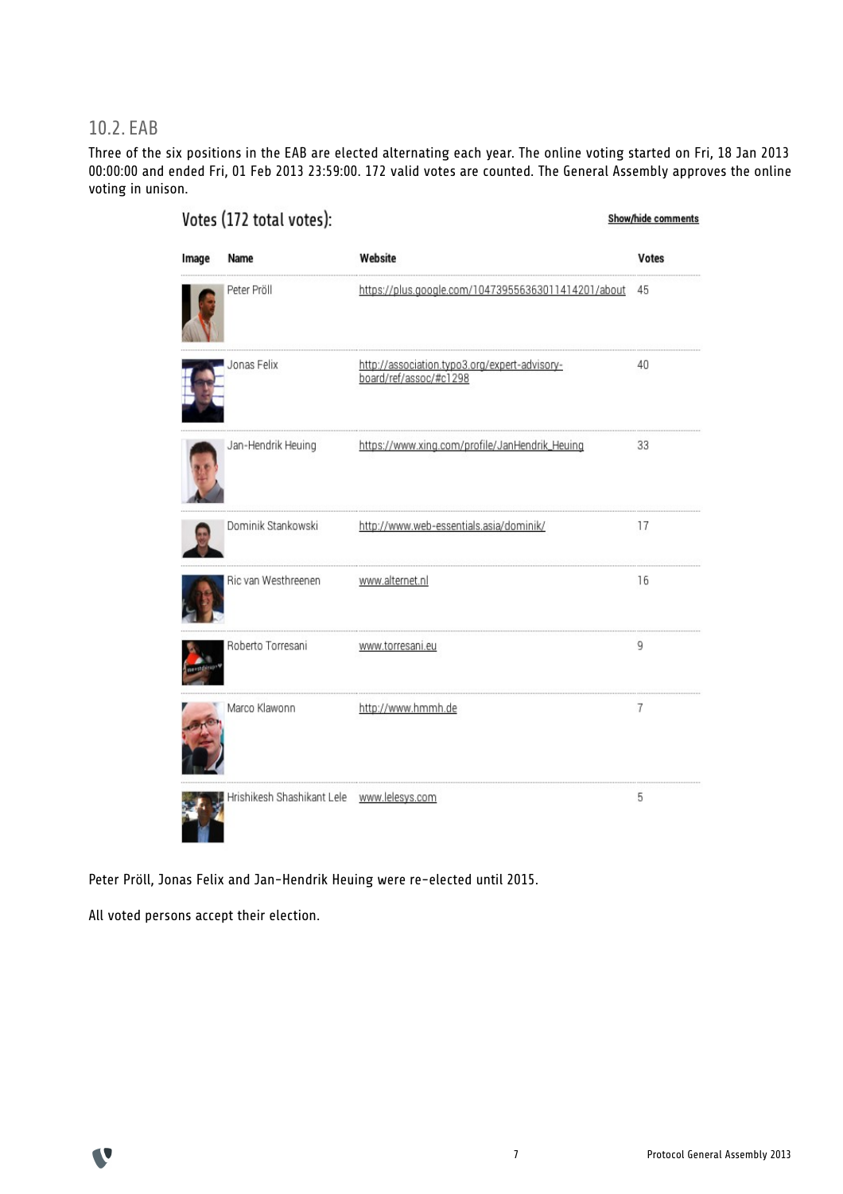## 10.2. EAB

Three of the six positions in the EAB are elected alternating each year. The online voting started on Fri, 18 Jan 2013 00:00:00 and ended Fri, 01 Feb 2013 23:59:00. 172 valid votes are counted. The General Assembly approves the online voting in unison.

### Votes (172 total votes):

Show/hide comments

| Image | Name | Website | Votes |
|---|---|---|---|
| | Peter Pröll | https://plus.google.com/104739556363011414201/about | 45 |
| | Jonas Felix | http://association.typo3.org/expert-advisory-board/ref/assoc/#c1298 | 40 |
| | Jan-Hendrik Heuing | https://www.xing.com/profile/JanHendrik_Heuing | 33 |
| | Dominik Stankowski | http://www.web-essentials.asia/dominik/ | 17 |
| | Ric van Westhreenen | www.alternet.nl | 16 |
| | Roberto Torresani | www.torresani.eu | 9 |
| | Marco Klawonn | http://www.hmmh.de | 7 |
| | Hrishikesh Shashikant Lele | www.lelesys.com | 5 |

Peter Pröll, Jonas Felix and Jan-Hendrik Heuing were re-elected until 2015.

All voted persons accept their election.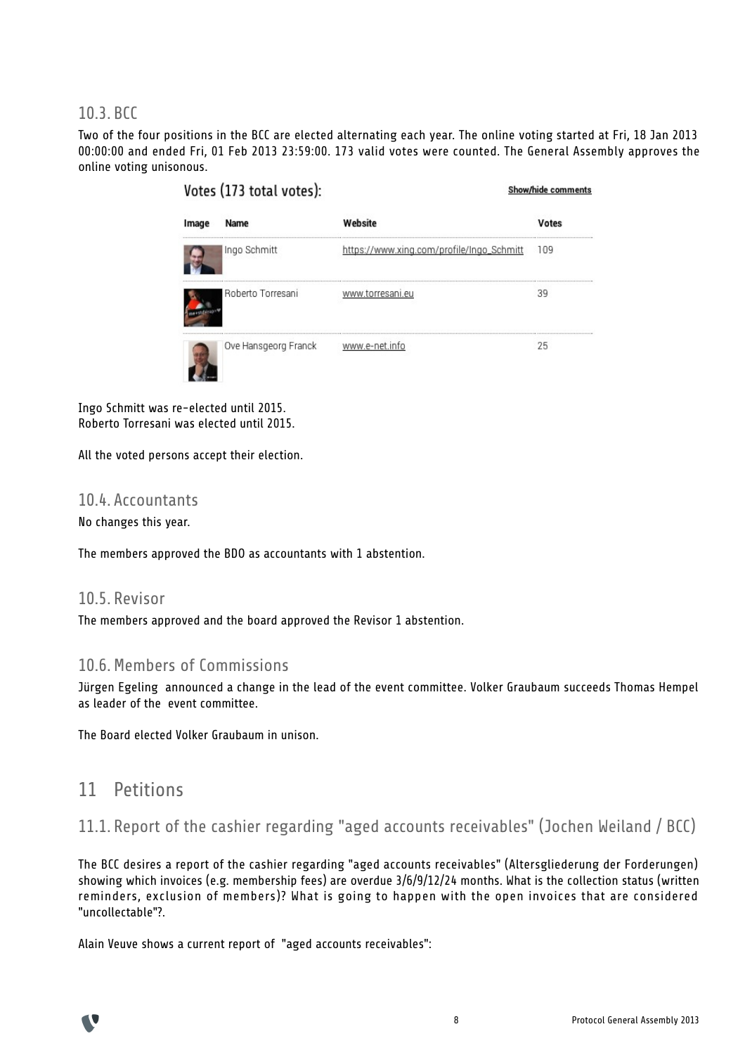## 10.3. BCC

Two of the four positions in the BCC are elected alternating each year. The online voting started at Fri, 18 Jan 2013 00:00:00 and ended Fri, 01 Feb 2013 23:59:00. 173 valid votes were counted. The General Assembly approves the online voting unisonous.

**Votes (173 total votes):** Show/hide comments

| Image | Name | Website | Votes |
|---|---|---|---|
| | Ingo Schmitt | https://www.xing.com/profile/Ingo_Schmitt | 109 |
| | Roberto Torresani | www.torresani.eu | 39 |
| | Ove Hansgeorg Franck | www.e-net.info | 25 |

Ingo Schmitt was re-elected until 2015.
Roberto Torresani was elected until 2015.

All the voted persons accept their election.

## 10.4. Accountants

No changes this year.

The members approved the BDO as accountants with 1 abstention.

## 10.5. Revisor

The members approved and the board approved the Revisor 1 abstention.

## 10.6. Members of Commissions

Jürgen Egeling announced a change in the lead of the event committee. Volker Graubaum succeeds Thomas Hempel as leader of the event committee.

The Board elected Volker Graubaum in unison.

# 11 Petitions

## 11.1. Report of the cashier regarding "aged accounts receivables" (Jochen Weiland / BCC)

The BCC desires a report of the cashier regarding "aged accounts receivables" (Altersgliederung der Forderungen) showing which invoices (e.g. membership fees) are overdue 3/6/9/12/24 months. What is the collection status (written reminders, exclusion of members)? What is going to happen with the open invoices that are considered "uncollectable"?.

Alain Veuve shows a current report of "aged accounts receivables":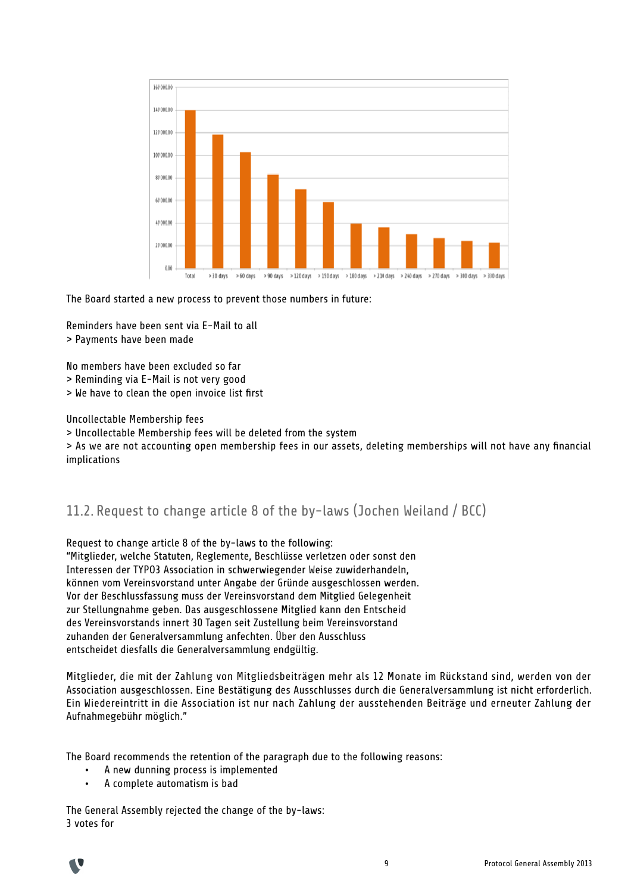The Board started a new process to prevent those numbers in future:

Reminders have been sent via E-Mail to all
> Payments have been made

No members have been excluded so far
> Reminding via E-Mail is not very good
> We have to clean the open invoice list first

Uncollectable Membership fees
> Uncollectable Membership fees will be deleted from the system
> As we are not accounting open membership fees in our assets, deleting memberships will not have any financial implications

## 11.2. Request to change article 8 of the by-laws (Jochen Weiland / BCC)

Request to change article 8 of the by-laws to the following:
"Mitglieder, welche Statuten, Reglemente, Beschlüsse verletzen oder sonst den Interessen der TYPO3 Association in schwerwiegender Weise zuwiderhandeln, können vom Vereinsvorstand unter Angabe der Gründe ausgeschlossen werden. Vor der Beschlussfassung muss der Vereinsvorstand dem Mitglied Gelegenheit zur Stellungnahme geben. Das ausgeschlossene Mitglied kann den Entscheid des Vereinsvorstands innert 30 Tagen seit Zustellung beim Vereinsvorstand zuhanden der Generalversammlung anfechten. Über den Ausschluss entscheidet diesfalls die Generalversammlung endgültig.

Mitglieder, die mit der Zahlung von Mitgliedsbeiträgen mehr als 12 Monate im Rückstand sind, werden von der Association ausgeschlossen. Eine Bestätigung des Ausschlusses durch die Generalversammlung ist nicht erforderlich. Ein Wiedereintritt in die Association ist nur nach Zahlung der ausstehenden Beiträge und erneuter Zahlung der Aufnahmegebühr möglich."

The Board recommends the retention of the paragraph due to the following reasons:

- A new dunning process is implemented
- A complete automatism is bad

The General Assembly rejected the change of the by-laws:
3 votes for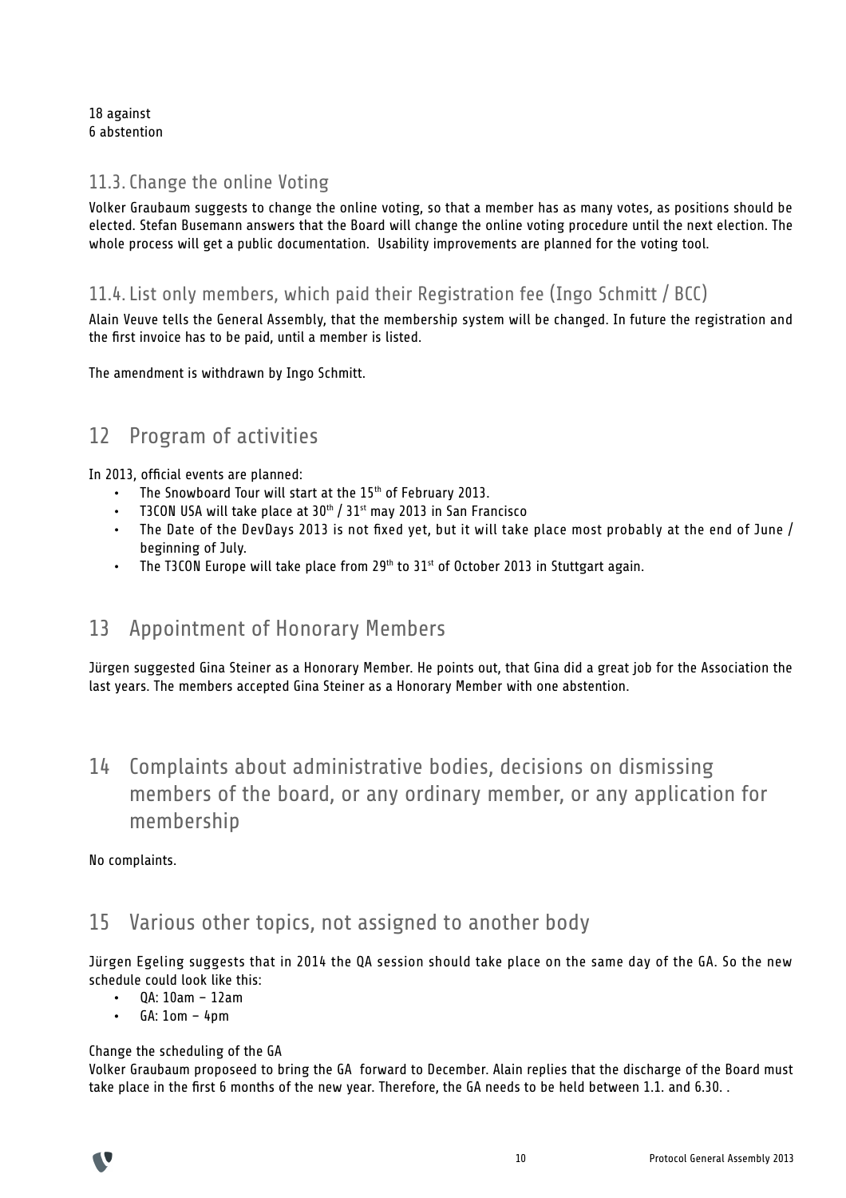18 against
6 abstention

### 11.3. Change the online Voting

Volker Graubaum suggests to change the online voting, so that a member has as many votes, as positions should be elected. Stefan Busemann answers that the Board will change the online voting procedure until the next election. The whole process will get a public documentation. Usability improvements are planned for the voting tool.

### 11.4. List only members, which paid their Registration fee (Ingo Schmitt / BCC)

Alain Veuve tells the General Assembly, that the membership system will be changed. In future the registration and the first invoice has to be paid, until a member is listed.

The amendment is withdrawn by Ingo Schmitt.

## 12 Program of activities

In 2013, official events are planned:

- The Snowboard Tour will start at the 15th of February 2013.
- T3CON USA will take place at 30th / 31st may 2013 in San Francisco
- The Date of the DevDays 2013 is not fixed yet, but it will take place most probably at the end of June / beginning of July.
- The T3CON Europe will take place from 29th to 31st of October 2013 in Stuttgart again.

## 13 Appointment of Honorary Members

Jürgen suggested Gina Steiner as a Honorary Member. He points out, that Gina did a great job for the Association the last years. The members accepted Gina Steiner as a Honorary Member with one abstention.

## 14 Complaints about administrative bodies, decisions on dismissing members of the board, or any ordinary member, or any application for membership

No complaints.

## 15 Various other topics, not assigned to another body

Jürgen Egeling suggests that in 2014 the QA session should take place on the same day of the GA. So the new schedule could look like this:

- QA: 10am – 12am
- GA: 1om – 4pm

Change the scheduling of the GA
Volker Graubaum proposeed to bring the GA forward to December. Alain replies that the discharge of the Board must take place in the first 6 months of the new year. Therefore, the GA needs to be held between 1.1. and 6.30. .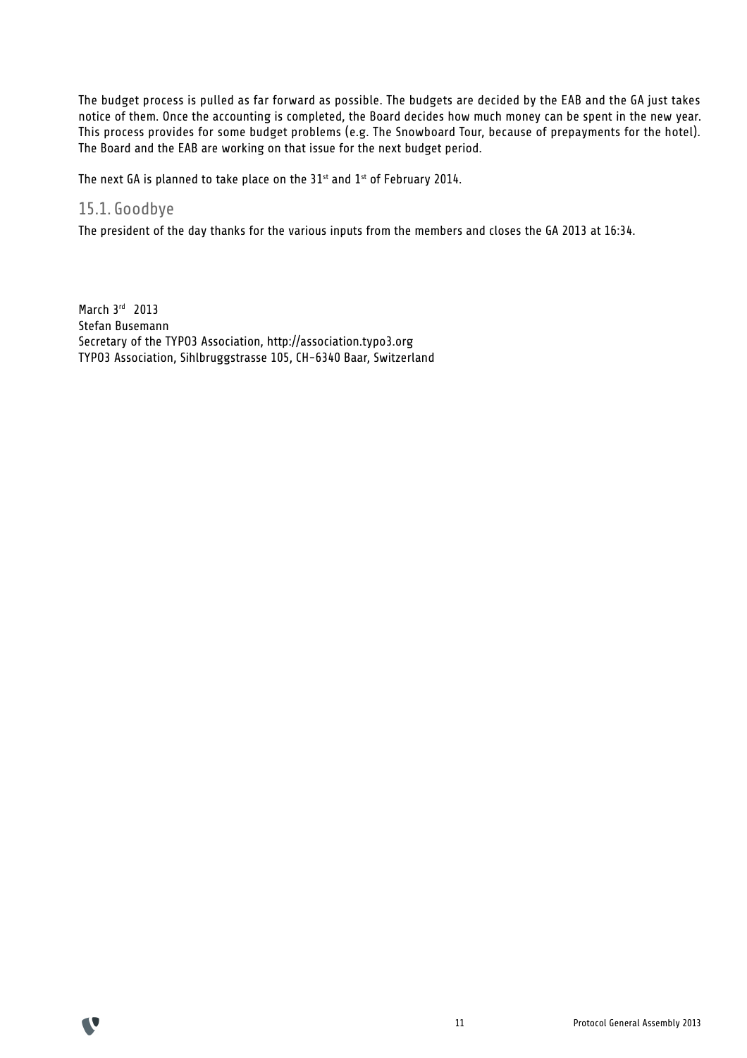The budget process is pulled as far forward as possible. The budgets are decided by the EAB and the GA just takes notice of them. Once the accounting is completed, the Board decides how much money can be spent in the new year. This process provides for some budget problems (e.g. The Snowboard Tour, because of prepayments for the hotel). The Board and the EAB are working on that issue for the next budget period.

The next GA is planned to take place on the 31st and 1st of February 2014.

## 15.1. Goodbye

The president of the day thanks for the various inputs from the members and closes the GA 2013 at 16:34.

March 3rd 2013
Stefan Busemann
Secretary of the TYPO3 Association, http://association.typo3.org
TYPO3 Association, Sihlbruggstrasse 105, CH-6340 Baar, Switzerland